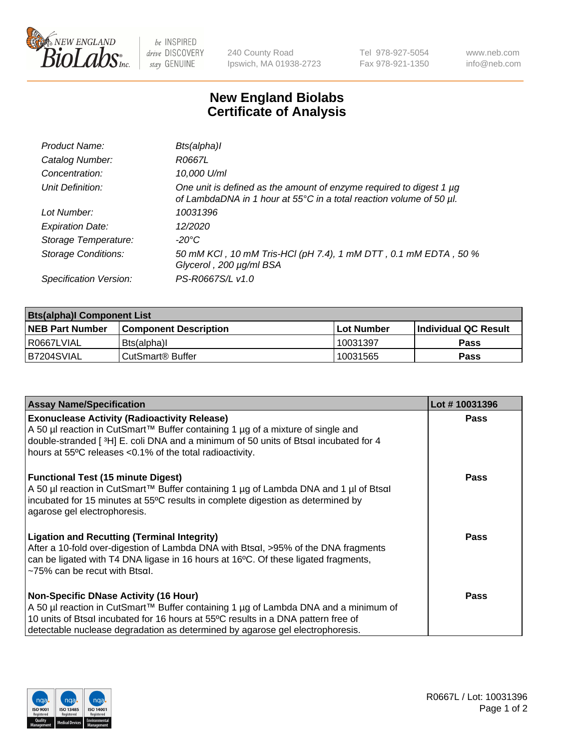240 County Road
Ipswich, MA 01938-2723

Tel 978-927-5054
Fax 978-921-1350

www.neb.com
info@neb.com

# New England Biolabs
# Certificate of Analysis

| | |
|---|---|
| *Product Name:* | *Bts(alpha)I* |
| *Catalog Number:* | *R0667L* |
| *Concentration:* | *10,000 U/ml* |
| *Unit Definition:* | *One unit is defined as the amount of enzyme required to digest 1 µg of LambdaDNA in 1 hour at 55°C in a total reaction volume of 50 µl.* |
| *Lot Number:* | *10031396* |
| *Expiration Date:* | *12/2020* |
| *Storage Temperature:* | *-20°C* |
| *Storage Conditions:* | *50 mM KCl , 10 mM Tris-HCl (pH 7.4), 1 mM DTT , 0.1 mM EDTA , 50 % Glycerol , 200 µg/ml BSA* |
| *Specification Version:* | *PS-R0667S/L v1.0* |

| Bts(alpha)I Component List | | | |
|---|---|---|---|
| **NEB Part Number** | **Component Description** | **Lot Number** | **Individual QC Result** |
| R0667LVIAL | Bts(alpha)I | 10031397 | **Pass** |
| B7204SVIAL | CutSmart® Buffer | 10031565 | **Pass** |

| Assay Name/Specification | Lot # 10031396 |
|---|---|
| **Exonuclease Activity (Radioactivity Release)**<br>A 50 µl reaction in CutSmart™ Buffer containing 1 µg of a mixture of single and double-stranded [ $^3$H] E. coli DNA and a minimum of 50 units of BtsαI incubated for 4 hours at 55ºC releases <0.1% of the total radioactivity. | **Pass** |
| **Functional Test (15 minute Digest)**<br>A 50 µl reaction in CutSmart™ Buffer containing 1 µg of Lambda DNA and 1 µl of BtsαI incubated for 15 minutes at 55ºC results in complete digestion as determined by agarose gel electrophoresis. | **Pass** |
| **Ligation and Recutting (Terminal Integrity)**<br>After a 10-fold over-digestion of Lambda DNA with BtsαI, >95% of the DNA fragments can be ligated with T4 DNA ligase in 16 hours at 16ºC. Of these ligated fragments, ~75% can be recut with BtsαI. | **Pass** |
| **Non-Specific DNase Activity (16 Hour)**<br>A 50 µl reaction in CutSmart™ Buffer containing 1 µg of Lambda DNA and a minimum of 10 units of BtsαI incubated for 16 hours at 55ºC results in a DNA pattern free of detectable nuclease degradation as determined by agarose gel electrophoresis. | **Pass** |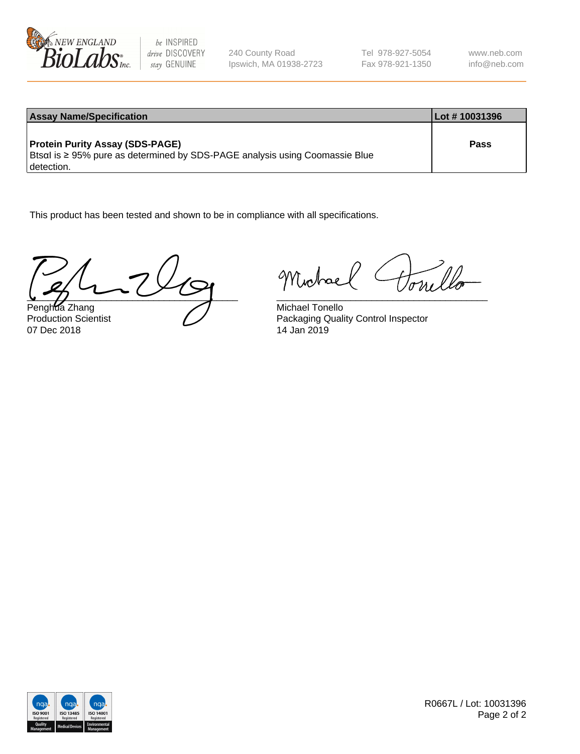| Assay Name/Specification | Lot # 10031396 |
| --- | --- |
| **Protein Purity Assay (SDS-PAGE)**<br>BtsαI is ≥ 95% pure as determined by SDS-PAGE analysis using Coomassie Blue detection. | **Pass** |

This product has been tested and shown to be in compliance with all specifications.

Penghua Zhang
Production Scientist
07 Dec 2018

Michael Tonello
Packaging Quality Control Inspector
14 Jan 2019

R0667L / Lot: 10031396